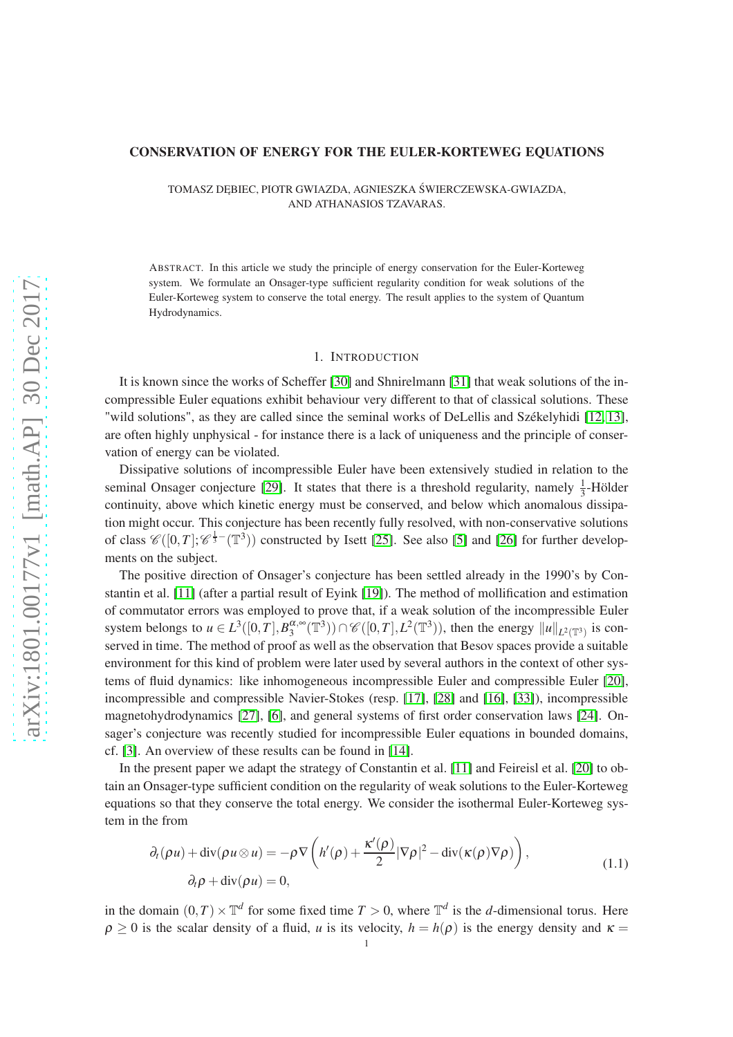# CONSERVATION OF ENERGY FOR THE EULER-KORTEWEG EQUATIONS

TOMASZ DĘBIEC, PIOTR GWIAZDA, AGNIESZKA ŚWIERCZEWSKA-GWIAZDA, AND ATHANASIOS TZAVARAS.

ABSTRACT. In this article we study the principle of energy conservation for the Euler-Korteweg system. We formulate an Onsager-type sufficient regularity condition for weak solutions of the Euler-Korteweg system to conserve the total energy. The result applies to the system of Quantum Hydrodynamics.

## 1. INTRODUCTION

It is known since the works of Scheffer [30] and Shnirelmann [31] that weak solutions of the incompressible Euler equations exhibit behaviour very different to that of classical solutions. These "wild solutions", as they are called since the seminal works of DeLellis and Székelyhidi [12, 13], are often highly unphysical - for instance there is a lack of uniqueness and the principle of conservation of energy can be violated.

Dissipative solutions of incompressible Euler have been extensively studied in relation to the seminal Onsager conjecture [29]. It states that there is a threshold regularity, namely $\frac{1}{3}$-Hölder continuity, above which kinetic energy must be conserved, and below which anomalous dissipation might occur. This conjecture has been recently fully resolved, with non-conservative solutions of class $\mathscr{C}([0,T];\mathscr{C}^{\frac{1}{3}-}(\mathbb{T}^3))$ constructed by Isett [25]. See also [5] and [26] for further developments on the subject.

The positive direction of Onsager's conjecture has been settled already in the 1990's by Constantin et al. [11] (after a partial result of Eyink [19]). The method of mollification and estimation of commutator errors was employed to prove that, if a weak solution of the incompressible Euler system belongs to $u \in L^3([0,T], B_3^{\alpha,\infty}(\mathbb{T}^3)) \cap \mathscr{C}([0,T], L^2(\mathbb{T}^3))$, then the energy $\|u\|_{L^2(\mathbb{T}^3)}$ is conserved in time. The method of proof as well as the observation that Besov spaces provide a suitable environment for this kind of problem were later used by several authors in the context of other systems of fluid dynamics: like inhomogeneous incompressible Euler and compressible Euler [20], incompressible and compressible Navier-Stokes (resp. [17], [28] and [16], [33]), incompressible magnetohydrodynamics [27], [6], and general systems of first order conservation laws [24]. Onsager's conjecture was recently studied for incompressible Euler equations in bounded domains, cf. [3]. An overview of these results can be found in [14].

In the present paper we adapt the strategy of Constantin et al. [11] and Feireisl et al. [20] to obtain an Onsager-type sufficient condition on the regularity of weak solutions to the Euler-Korteweg equations so that they conserve the total energy. We consider the isothermal Euler-Korteweg system in the from

$$
\begin{aligned}
&\partial_t(\rho u) + \operatorname{div}(\rho u \otimes u) = -\rho \nabla \left( h'(\rho) + \frac{\kappa'(\rho)}{2}|\nabla \rho|^2 - \operatorname{div}(\kappa(\rho)\nabla \rho) \right), \\
&\partial_t \rho + \operatorname{div}(\rho u) = 0,
\end{aligned}
\tag{1.1}
$$

in the domain $(0,T) \times \mathbb{T}^d$ for some fixed time $T > 0$, where $\mathbb{T}^d$ is the $d$-dimensional torus. Here $\rho \geq 0$ is the scalar density of a fluid, $u$ is its velocity, $h = h(\rho)$ is the energy density and $\kappa =$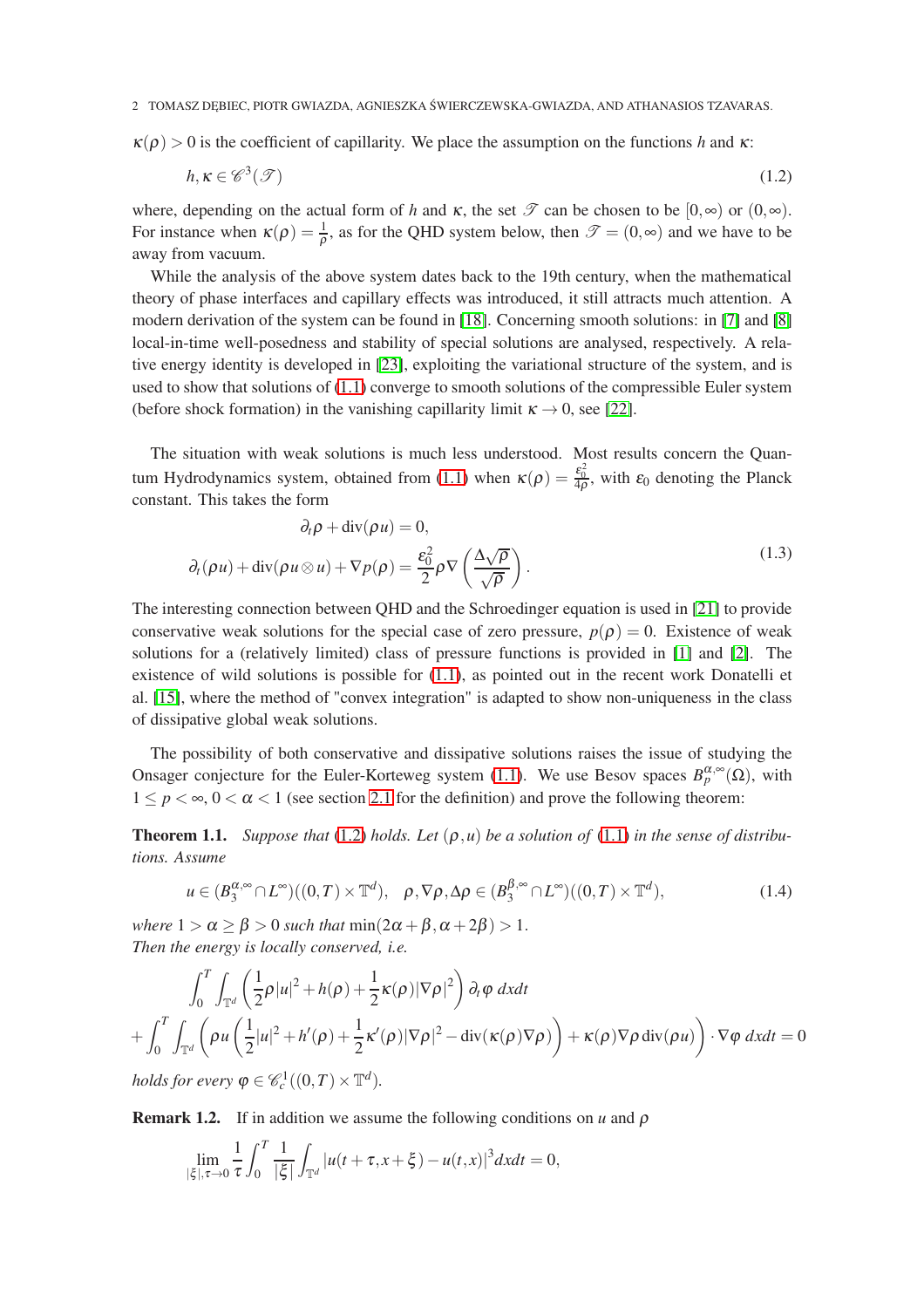$\kappa(\rho) > 0$ is the coefficient of capillarity. We place the assumption on the functions $h$ and $\kappa$:

$$h, \kappa \in \mathscr{C}^3(\mathscr{T}) \tag{1.2}$$

where, depending on the actual form of $h$ and $\kappa$, the set $\mathscr{T}$ can be chosen to be $[0,\infty)$ or $(0,\infty)$. For instance when $\kappa(\rho) = \frac{1}{\rho}$, as for the QHD system below, then $\mathscr{T} = (0,\infty)$ and we have to be away from vacuum.

While the analysis of the above system dates back to the 19th century, when the mathematical theory of phase interfaces and capillary effects was introduced, it still attracts much attention. A modern derivation of the system can be found in [18]. Concerning smooth solutions: in [7] and [8] local-in-time well-posedness and stability of special solutions are analysed, respectively. A relative energy identity is developed in [23], exploiting the variational structure of the system, and is used to show that solutions of (1.1) converge to smooth solutions of the compressible Euler system (before shock formation) in the vanishing capillarity limit $\kappa \to 0$, see [22].

The situation with weak solutions is much less understood. Most results concern the Quantum Hydrodynamics system, obtained from (1.1) when $\kappa(\rho) = \frac{\varepsilon_0^2}{4\rho}$, with $\varepsilon_0$ denoting the Planck constant. This takes the form

$$\begin{aligned} \partial_t \rho + \operatorname{div}(\rho u) &= 0, \\ \partial_t(\rho u) + \operatorname{div}(\rho u \otimes u) + \nabla p(\rho) &= \frac{\varepsilon_0^2}{2} \rho \nabla \left( \frac{\Delta \sqrt{\rho}}{\sqrt{\rho}} \right). \end{aligned} \tag{1.3}$$

The interesting connection between QHD and the Schroedinger equation is used in [21] to provide conservative weak solutions for the special case of zero pressure, $p(\rho) = 0$. Existence of weak solutions for a (relatively limited) class of pressure functions is provided in [1] and [2]. The existence of wild solutions is possible for (1.1), as pointed out in the recent work Donatelli et al. [15], where the method of "convex integration" is adapted to show non-uniqueness in the class of dissipative global weak solutions.

The possibility of both conservative and dissipative solutions raises the issue of studying the Onsager conjecture for the Euler-Korteweg system (1.1). We use Besov spaces $B_p^{\alpha,\infty}(\Omega)$, with $1 \leq p < \infty$, $0 < \alpha < 1$ (see section 2.1 for the definition) and prove the following theorem:

**Theorem 1.1.** *Suppose that (1.2) holds. Let $(\rho, u)$ be a solution of (1.1) in the sense of distributions. Assume*

$$u \in (B_3^{\alpha,\infty} \cap L^\infty)((0,T) \times \mathbb{T}^d), \quad \rho, \nabla\rho, \Delta\rho \in (B_3^{\beta,\infty} \cap L^\infty)((0,T) \times \mathbb{T}^d), \tag{1.4}$$

*where $1 > \alpha \geq \beta > 0$ such that $\min(2\alpha + \beta, \alpha + 2\beta) > 1$.*
*Then the energy is locally conserved, i.e.*

$$\begin{aligned} &\int_0^T \int_{\mathbb{T}^d} \left( \frac{1}{2}\rho|u|^2 + h(\rho) + \frac{1}{2}\kappa(\rho)|\nabla\rho|^2 \right) \partial_t \varphi \, dxdt \\ &+ \int_0^T \int_{\mathbb{T}^d} \left( \rho u \left( \frac{1}{2}|u|^2 + h'(\rho) + \frac{1}{2}\kappa'(\rho)|\nabla\rho|^2 - \operatorname{div}(\kappa(\rho)\nabla\rho) \right) + \kappa(\rho)\nabla\rho \operatorname{div}(\rho u) \right) \cdot \nabla\varphi \, dxdt = 0 \end{aligned}$$

*holds for every $\varphi \in \mathscr{C}_c^1((0,T) \times \mathbb{T}^d)$.*

**Remark 1.2.** If in addition we assume the following conditions on $u$ and $\rho$

$$\lim_{|\xi|,\tau \to 0} \frac{1}{\tau} \int_0^T \frac{1}{|\xi|} \int_{\mathbb{T}^d} |u(t+\tau, x+\xi) - u(t,x)|^3 dxdt = 0,$$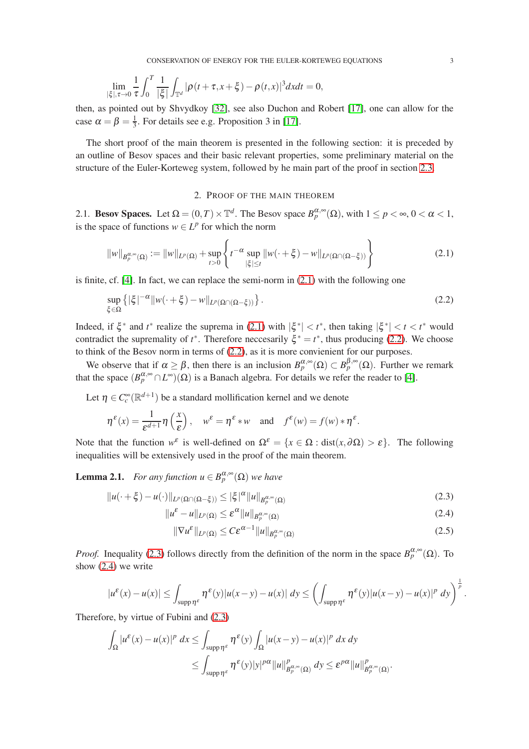$$\lim_{|\xi|,\tau\to 0}\frac{1}{\tau}\int_0^T\frac{1}{|\xi|}\int_{\mathbb{T}^d}|\rho(t+\tau,x+\xi)-\rho(t,x)|^3dxdt=0,$$

then, as pointed out by Shvydkoy [32], see also Duchon and Robert [17], one can allow for the case $\alpha=\beta=\frac{1}{3}$. For details see e.g. Proposition 3 in [17].

The short proof of the main theorem is presented in the following section: it is preceded by an outline of Besov spaces and their basic relevant properties, some preliminary material on the structure of the Euler-Korteweg system, followed by he main part of the proof in section 2.3.

## 2. Proof of the main theorem

2.1. **Besov Spaces.** Let $\Omega=(0,T)\times\mathbb{T}^d$. The Besov space $B_p^{\alpha,\infty}(\Omega)$, with $1\le p<\infty$, $0<\alpha<1$, is the space of functions $w\in L^p$ for which the norm

$$\|w\|_{B_p^{\alpha,\infty}(\Omega)}:=\|w\|_{L^p(\Omega)}+\sup_{t>0}\left\{t^{-\alpha}\sup_{|\xi|\le t}\|w(\cdot+\xi)-w\|_{L^p(\Omega\cap(\Omega-\xi))}\right\}\tag{2.1}$$

is finite, cf. [4]. In fact, we can replace the semi-norm in (2.1) with the following one

$$\sup_{\xi\in\Omega}\left\{|\xi|^{-\alpha}\|w(\cdot+\xi)-w\|_{L^p(\Omega\cap(\Omega-\xi))}\right\}.\tag{2.2}$$

Indeed, if $\xi^*$ and $t^*$ realize the suprema in (2.1) with $|\xi^*|<t^*$, then taking $|\xi^*|<t<t^*$ would contradict the supremality of $t^*$. Therefore neccesarily $\xi^*=t^*$, thus producing (2.2). We choose to think of the Besov norm in terms of (2.2), as it is more convienient for our purposes.

We observe that if $\alpha\ge\beta$, then there is an inclusion $B_p^{\alpha,\infty}(\Omega)\subset B_p^{\beta,\infty}(\Omega)$. Further we remark that the space $(B_p^{\alpha,\infty}\cap L^\infty)(\Omega)$ is a Banach algebra. For details we refer the reader to [4].

Let $\eta\in C_c^\infty(\mathbb{R}^{d+1})$ be a standard mollification kernel and we denote

$$\eta^\varepsilon(x)=\frac{1}{\varepsilon^{d+1}}\eta\left(\frac{x}{\varepsilon}\right),\quad w^\varepsilon=\eta^\varepsilon*w\quad\text{and}\quad f^\varepsilon(w)=f(w)*\eta^\varepsilon.$$

Note that the function $w^\varepsilon$ is well-defined on $\Omega^\varepsilon=\{x\in\Omega:\operatorname{dist}(x,\partial\Omega)>\varepsilon\}$. The following inequalities will be extensively used in the proof of the main theorem.

**Lemma 2.1.** *For any function $u\in B_p^{\alpha,\infty}(\Omega)$ we have*

$$\|u(\cdot+\xi)-u(\cdot)\|_{L^p(\Omega\cap(\Omega-\xi))}\le|\xi|^\alpha\|u\|_{B_p^{\alpha,\infty}(\Omega)}\tag{2.3}$$

$$\|u^\varepsilon-u\|_{L^p(\Omega)}\le\varepsilon^\alpha\|u\|_{B_p^{\alpha,\infty}(\Omega)}\tag{2.4}$$

$$\|\nabla u^\varepsilon\|_{L^p(\Omega)}\le C\varepsilon^{\alpha-1}\|u\|_{B_p^{\alpha,\infty}(\Omega)}\tag{2.5}$$

*Proof.* Inequality (2.3) follows directly from the definition of the norm in the space $B_p^{\alpha,\infty}(\Omega)$. To show (2.4) we write

$$|u^\varepsilon(x)-u(x)|\le\int_{\operatorname{supp}\eta^\varepsilon}\eta^\varepsilon(y)|u(x-y)-u(x)|\,dy\le\left(\int_{\operatorname{supp}\eta^\varepsilon}\eta^\varepsilon(y)|u(x-y)-u(x)|^p\,dy\right)^{\frac{1}{p}}.$$

Therefore, by virtue of Fubini and (2.3)

$$\begin{aligned}\int_\Omega|u^\varepsilon(x)-u(x)|^p\,dx&\le\int_{\operatorname{supp}\eta^\varepsilon}\eta^\varepsilon(y)\int_\Omega|u(x-y)-u(x)|^p\,dx\,dy\\&\le\int_{\operatorname{supp}\eta^\varepsilon}\eta^\varepsilon(y)|y|^{p\alpha}\|u\|^p_{B_p^{\alpha,\infty}(\Omega)}\,dy\le\varepsilon^{p\alpha}\|u\|^p_{B_p^{\alpha,\infty}(\Omega)}.\end{aligned}$$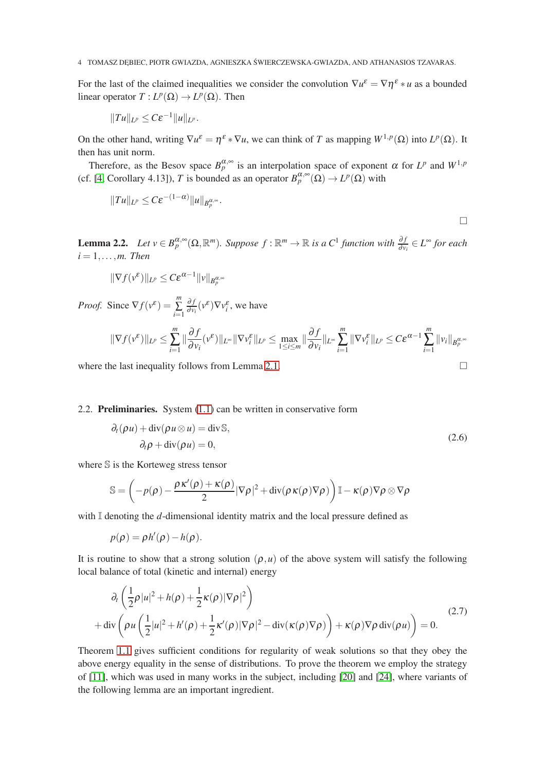For the last of the claimed inequalities we consider the convolution $\nabla u^\varepsilon = \nabla\eta^\varepsilon * u$ as a bounded linear operator $T : L^p(\Omega) \to L^p(\Omega)$. Then

$$\|Tu\|_{L^p} \le C\varepsilon^{-1}\|u\|_{L^p}.$$

On the other hand, writing $\nabla u^\varepsilon = \eta^\varepsilon * \nabla u$, we can think of $T$ as mapping $W^{1,p}(\Omega)$ into $L^p(\Omega)$. It then has unit norm.

Therefore, as the Besov space $B_p^{\alpha,\infty}$ is an interpolation space of exponent $\alpha$ for $L^p$ and $W^{1,p}$ (cf. [4, Corollary 4.13]), $T$ is bounded as an operator $B_p^{\alpha,\infty}(\Omega) \to L^p(\Omega)$ with

$$\|Tu\|_{L^p} \le C\varepsilon^{-(1-\alpha)}\|u\|_{B_p^{\alpha,\infty}}.$$

□

**Lemma 2.2.** *Let $v \in B_p^{\alpha,\infty}(\Omega,\mathbb{R}^m)$. Suppose $f : \mathbb{R}^m \to \mathbb{R}$ is a $C^1$ function with $\frac{\partial f}{\partial v_i} \in L^\infty$ for each $i = 1,\dots,m$. Then*

$$\|\nabla f(v^\varepsilon)\|_{L^p} \le C\varepsilon^{\alpha-1}\|v\|_{B_p^{\alpha,\infty}}$$

*Proof.* Since $\nabla f(v^\varepsilon) = \sum_{i=1}^m \frac{\partial f}{\partial v_i}(v^\varepsilon)\nabla v_i^\varepsilon$, we have

$$\|\nabla f(v^\varepsilon)\|_{L^p} \le \sum_{i=1}^m \|\frac{\partial f}{\partial v_i}(v^\varepsilon)\|_{L^\infty}\|\nabla v_i^\varepsilon\|_{L^p} \le \max_{1\le i\le m}\|\frac{\partial f}{\partial v_i}\|_{L^\infty}\sum_{i=1}^m \|\nabla v_i^\varepsilon\|_{L^p} \le C\varepsilon^{\alpha-1}\sum_{i=1}^m \|v_i\|_{B_p^{\alpha,\infty}}$$

where the last inequality follows from Lemma 2.1. □

### 2.2. Preliminaries.

System (1.1) can be written in conservative form

$$\begin{aligned} \partial_t(\rho u) + \operatorname{div}(\rho u \otimes u) &= \operatorname{div}\mathbb{S}, \\ \partial_t\rho + \operatorname{div}(\rho u) &= 0, \end{aligned} \tag{2.6}$$

where $\mathbb{S}$ is the Korteweg stress tensor

$$\mathbb{S} = \left(-p(\rho) - \frac{\rho\kappa'(\rho) + \kappa(\rho)}{2}|\nabla\rho|^2 + \operatorname{div}(\rho\kappa(\rho)\nabla\rho)\right)\mathbb{I} - \kappa(\rho)\nabla\rho\otimes\nabla\rho$$

with $\mathbb{I}$ denoting the $d$-dimensional identity matrix and the local pressure defined as

$$p(\rho) = \rho h'(\rho) - h(\rho).$$

It is routine to show that a strong solution $(\rho, u)$ of the above system will satisfy the following local balance of total (kinetic and internal) energy

$$\begin{aligned} &\partial_t\left(\frac{1}{2}\rho|u|^2 + h(\rho) + \frac{1}{2}\kappa(\rho)|\nabla\rho|^2\right) \\ &+ \operatorname{div}\left(\rho u\left(\frac{1}{2}|u|^2 + h'(\rho) + \frac{1}{2}\kappa'(\rho)|\nabla\rho|^2 - \operatorname{div}(\kappa(\rho)\nabla\rho)\right) + \kappa(\rho)\nabla\rho\operatorname{div}(\rho u)\right) = 0. \end{aligned} \tag{2.7}$$

Theorem 1.1 gives sufficient conditions for regularity of weak solutions so that they obey the above energy equality in the sense of distributions. To prove the theorem we employ the strategy of [11], which was used in many works in the subject, including [20] and [24], where variants of the following lemma are an important ingredient.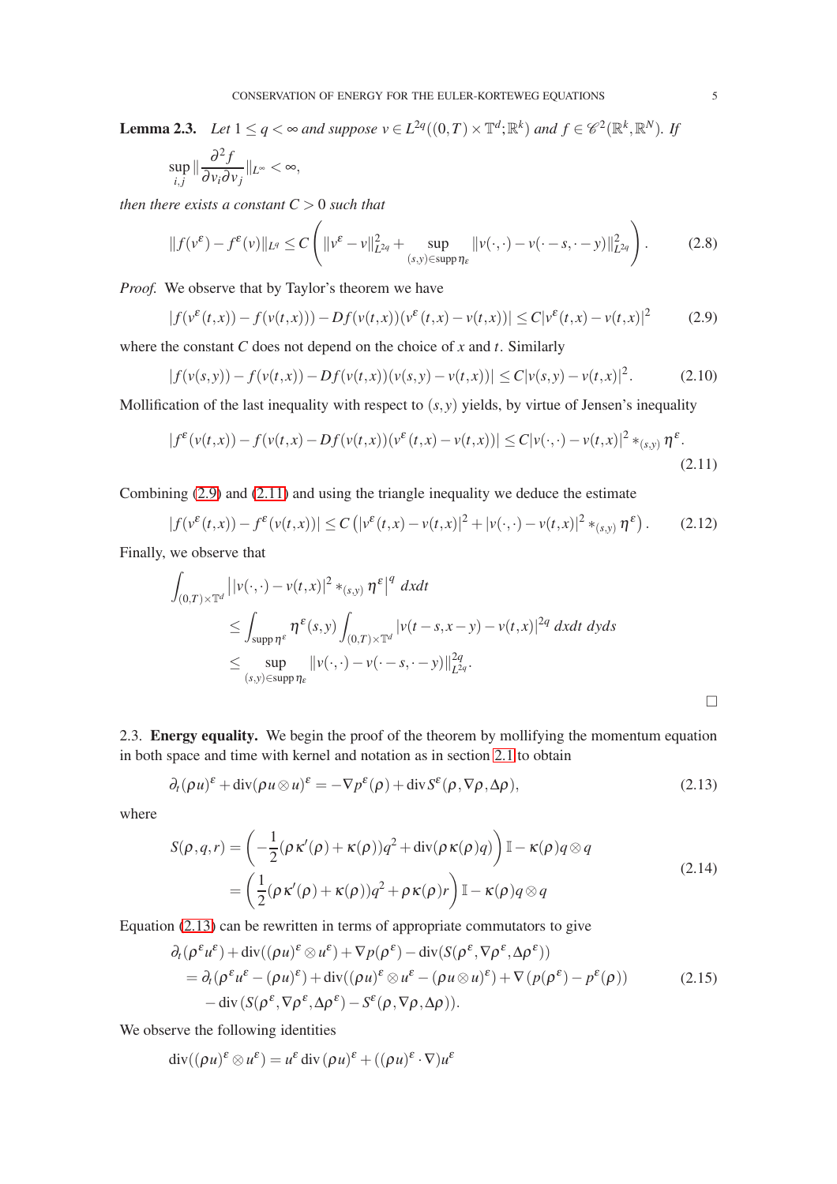**Lemma 2.3.** *Let $1 \le q < \infty$ and suppose $v \in L^{2q}((0,T)\times\mathbb{T}^d;\mathbb{R}^k)$ and $f \in \mathscr{C}^2(\mathbb{R}^k,\mathbb{R}^N)$. If*

$$\sup_{i,j} \| \frac{\partial^2 f}{\partial v_i \partial v_j} \|_{L^\infty} < \infty,$$

*then there exists a constant $C > 0$ such that*

$$\|f(v^\varepsilon) - f^\varepsilon(v)\|_{L^q} \le C\left( \|v^\varepsilon - v\|_{L^{2q}}^2 + \sup_{(s,y)\in \operatorname{supp}\eta_\varepsilon} \|v(\cdot,\cdot) - v(\cdot - s, \cdot - y)\|_{L^{2q}}^2 \right). \tag{2.8}$$

*Proof.* We observe that by Taylor's theorem we have

$$|f(v^\varepsilon(t,x)) - f(v(t,x))) - Df(v(t,x))(v^\varepsilon(t,x) - v(t,x))| \le C|v^\varepsilon(t,x) - v(t,x)|^2 \tag{2.9}$$

where the constant $C$ does not depend on the choice of $x$ and $t$. Similarly

$$|f(v(s,y)) - f(v(t,x)) - Df(v(t,x))(v(s,y) - v(t,x))| \le C|v(s,y) - v(t,x)|^2. \tag{2.10}$$

Mollification of the last inequality with respect to $(s,y)$ yields, by virtue of Jensen's inequality

$$|f^\varepsilon(v(t,x)) - f(v(t,x) - Df(v(t,x))(v^\varepsilon(t,x) - v(t,x))| \le C|v(\cdot,\cdot) - v(t,x)|^2 *_{(s,y)} \eta^\varepsilon. \tag{2.11}$$

Combining (2.9) and (2.11) and using the triangle inequality we deduce the estimate

$$|f(v^\varepsilon(t,x)) - f^\varepsilon(v(t,x))| \le C\left( |v^\varepsilon(t,x) - v(t,x)|^2 + |v(\cdot,\cdot) - v(t,x)|^2 *_{(s,y)} \eta^\varepsilon \right). \tag{2.12}$$

Finally, we observe that

$$\begin{aligned}
\int_{(0,T)\times\mathbb{T}^d} &\left| |v(\cdot,\cdot) - v(t,x)|^2 *_{(s,y)} \eta^\varepsilon \right|^q \, dxdt \\
&\le \int_{\operatorname{supp}\eta^\varepsilon} \eta^\varepsilon(s,y) \int_{(0,T)\times\mathbb{T}^d} |v(t-s,x-y) - v(t,x)|^{2q} \, dxdt \, dyds \\
&\le \sup_{(s,y)\in\operatorname{supp}\eta_\varepsilon} \|v(\cdot,\cdot) - v(\cdot - s, \cdot - y)\|_{L^{2q}}^{2q}.
\end{aligned}$$

$\square$

2.3. **Energy equality.** We begin the proof of the theorem by mollifying the momentum equation in both space and time with kernel and notation as in section 2.1 to obtain

$$\partial_t(\rho u)^\varepsilon + \operatorname{div}(\rho u \otimes u)^\varepsilon = -\nabla p^\varepsilon(\rho) + \operatorname{div} S^\varepsilon(\rho, \nabla\rho, \Delta\rho), \tag{2.13}$$

where

$$\begin{aligned}
S(\rho,q,r) &= \left( -\frac{1}{2}(\rho\kappa'(\rho) + \kappa(\rho))q^2 + \operatorname{div}(\rho\kappa(\rho)q) \right)\mathbb{I} - \kappa(\rho) q \otimes q \\
&= \left( \frac{1}{2}(\rho\kappa'(\rho) + \kappa(\rho))q^2 + \rho\kappa(\rho) r \right)\mathbb{I} - \kappa(\rho) q \otimes q
\end{aligned} \tag{2.14}$$

Equation (2.13) can be rewritten in terms of appropriate commutators to give

$$\begin{aligned}
&\partial_t(\rho^\varepsilon u^\varepsilon) + \operatorname{div}((\rho u)^\varepsilon \otimes u^\varepsilon) + \nabla p(\rho^\varepsilon) - \operatorname{div}(S(\rho^\varepsilon, \nabla\rho^\varepsilon, \Delta\rho^\varepsilon)) \\
&= \partial_t(\rho^\varepsilon u^\varepsilon - (\rho u)^\varepsilon) + \operatorname{div}((\rho u)^\varepsilon \otimes u^\varepsilon - (\rho u \otimes u)^\varepsilon) + \nabla\left(p(\rho^\varepsilon) - p^\varepsilon(\rho)\right) \\
&\quad - \operatorname{div}\left(S(\rho^\varepsilon, \nabla\rho^\varepsilon, \Delta\rho^\varepsilon) - S^\varepsilon(\rho, \nabla\rho, \Delta\rho)\right).
\end{aligned} \tag{2.15}$$

We observe the following identities

$$\operatorname{div}((\rho u)^\varepsilon \otimes u^\varepsilon) = u^\varepsilon \operatorname{div}(\rho u)^\varepsilon + ((\rho u)^\varepsilon \cdot \nabla) u^\varepsilon$$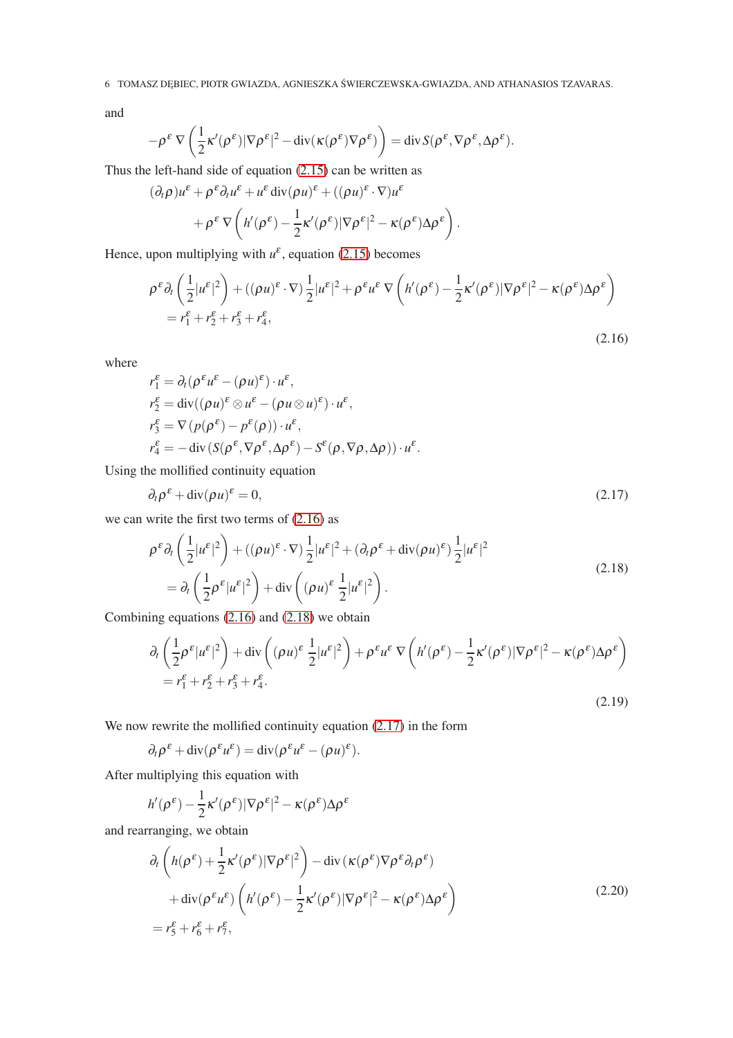and

$$-\rho^\varepsilon \nabla\left(\frac{1}{2}\kappa'(\rho^\varepsilon)|\nabla\rho^\varepsilon|^2 - \operatorname{div}(\kappa(\rho^\varepsilon)\nabla\rho^\varepsilon)\right) = \operatorname{div} S(\rho^\varepsilon,\nabla\rho^\varepsilon,\Delta\rho^\varepsilon).$$

Thus the left-hand side of equation (2.15) can be written as

$$(\partial_t\rho)u^\varepsilon + \rho^\varepsilon\partial_t u^\varepsilon + u^\varepsilon \operatorname{div}(\rho u)^\varepsilon + ((\rho u)^\varepsilon\cdot\nabla)u^\varepsilon \\ + \rho^\varepsilon\nabla\left(h'(\rho^\varepsilon) - \frac{1}{2}\kappa'(\rho^\varepsilon)|\nabla\rho^\varepsilon|^2 - \kappa(\rho^\varepsilon)\Delta\rho^\varepsilon\right).$$

Hence, upon multiplying with $u^\varepsilon$, equation (2.15) becomes

$$\begin{aligned}\rho^\varepsilon\partial_t\left(\frac{1}{2}|u^\varepsilon|^2\right) + ((\rho u)^\varepsilon\cdot\nabla)\frac{1}{2}|u^\varepsilon|^2 + \rho^\varepsilon u^\varepsilon\,\nabla\left(h'(\rho^\varepsilon) - \frac{1}{2}\kappa'(\rho^\varepsilon)|\nabla\rho^\varepsilon|^2 - \kappa(\rho^\varepsilon)\Delta\rho^\varepsilon\right)\\ = r_1^\varepsilon + r_2^\varepsilon + r_3^\varepsilon + r_4^\varepsilon,\end{aligned} \tag{2.16}$$

where

$$\begin{aligned}
r_1^\varepsilon &= \partial_t(\rho^\varepsilon u^\varepsilon - (\rho u)^\varepsilon)\cdot u^\varepsilon,\\
r_2^\varepsilon &= \operatorname{div}((\rho u)^\varepsilon\otimes u^\varepsilon - (\rho u\otimes u)^\varepsilon)\cdot u^\varepsilon,\\
r_3^\varepsilon &= \nabla\left(p(\rho^\varepsilon) - p^\varepsilon(\rho)\right)\cdot u^\varepsilon,\\
r_4^\varepsilon &= -\operatorname{div}\left(S(\rho^\varepsilon,\nabla\rho^\varepsilon,\Delta\rho^\varepsilon) - S^\varepsilon(\rho,\nabla\rho,\Delta\rho)\right)\cdot u^\varepsilon.
\end{aligned}$$

Using the mollified continuity equation

$$\partial_t\rho^\varepsilon + \operatorname{div}(\rho u)^\varepsilon = 0, \tag{2.17}$$

we can write the first two terms of (2.16) as

$$\begin{aligned}\rho^\varepsilon\partial_t\left(\frac{1}{2}|u^\varepsilon|^2\right) + ((\rho u)^\varepsilon\cdot\nabla)\frac{1}{2}|u^\varepsilon|^2 + (\partial_t\rho^\varepsilon + \operatorname{div}(\rho u)^\varepsilon)\frac{1}{2}|u^\varepsilon|^2\\ = \partial_t\left(\frac{1}{2}\rho^\varepsilon|u^\varepsilon|^2\right) + \operatorname{div}\left((\rho u)^\varepsilon\,\frac{1}{2}|u^\varepsilon|^2\right).\end{aligned} \tag{2.18}$$

Combining equations (2.16) and (2.18) we obtain

$$\begin{aligned}\partial_t\left(\frac{1}{2}\rho^\varepsilon|u^\varepsilon|^2\right) + \operatorname{div}\left((\rho u)^\varepsilon\,\frac{1}{2}|u^\varepsilon|^2\right) + \rho^\varepsilon u^\varepsilon\,\nabla\left(h'(\rho^\varepsilon) - \frac{1}{2}\kappa'(\rho^\varepsilon)|\nabla\rho^\varepsilon|^2 - \kappa(\rho^\varepsilon)\Delta\rho^\varepsilon\right)\\ = r_1^\varepsilon + r_2^\varepsilon + r_3^\varepsilon + r_4^\varepsilon.\end{aligned} \tag{2.19}$$

We now rewrite the mollified continuity equation (2.17) in the form

$$\partial_t\rho^\varepsilon + \operatorname{div}(\rho^\varepsilon u^\varepsilon) = \operatorname{div}(\rho^\varepsilon u^\varepsilon - (\rho u)^\varepsilon).$$

After multiplying this equation with

$$h'(\rho^\varepsilon) - \frac{1}{2}\kappa'(\rho^\varepsilon)|\nabla\rho^\varepsilon|^2 - \kappa(\rho^\varepsilon)\Delta\rho^\varepsilon$$

and rearranging, we obtain

$$\begin{aligned}&\partial_t\left(h(\rho^\varepsilon) + \frac{1}{2}\kappa(\rho^\varepsilon)|\nabla\rho^\varepsilon|^2\right) - \operatorname{div}\left(\kappa(\rho^\varepsilon)\nabla\rho^\varepsilon\partial_t\rho^\varepsilon\right)\\ &\quad + \operatorname{div}(\rho^\varepsilon u^\varepsilon)\left(h'(\rho^\varepsilon) - \frac{1}{2}\kappa'(\rho^\varepsilon)|\nabla\rho^\varepsilon|^2 - \kappa(\rho^\varepsilon)\Delta\rho^\varepsilon\right)\\ &= r_5^\varepsilon + r_6^\varepsilon + r_7^\varepsilon,\end{aligned} \tag{2.20}$$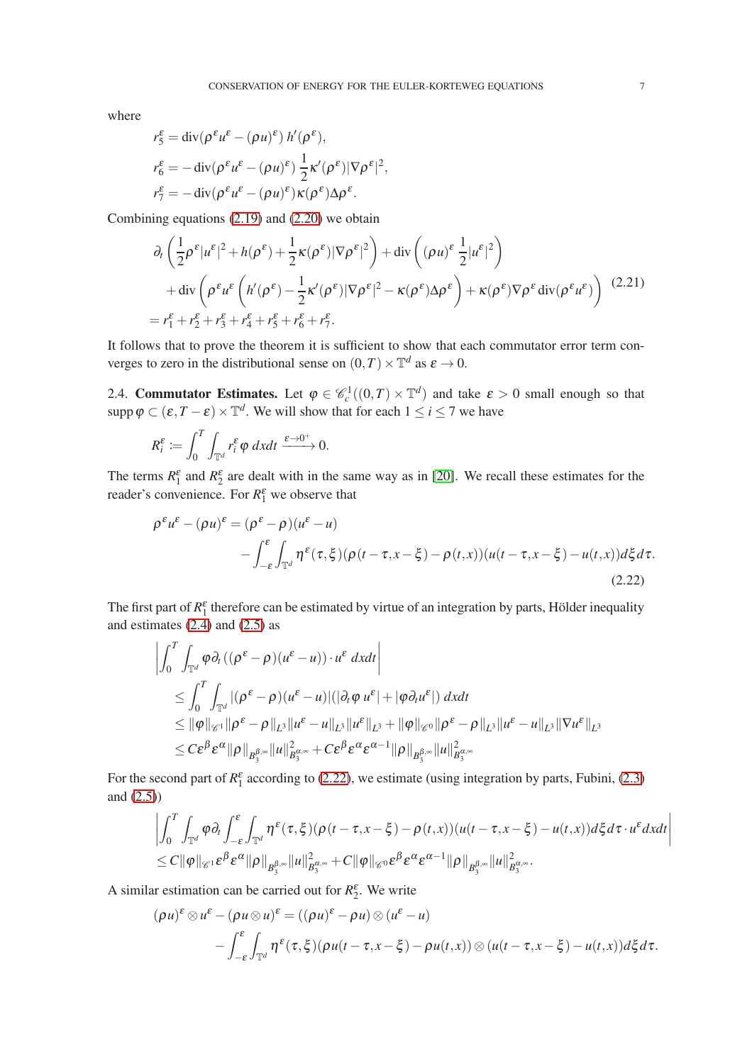where

$$
\begin{aligned}
r_5^\varepsilon &= \operatorname{div}(\rho^\varepsilon u^\varepsilon - (\rho u)^\varepsilon)\, h'(\rho^\varepsilon),\\
r_6^\varepsilon &= -\operatorname{div}(\rho^\varepsilon u^\varepsilon - (\rho u)^\varepsilon)\, \frac{1}{2}\kappa'(\rho^\varepsilon)|\nabla\rho^\varepsilon|^2,\\
r_7^\varepsilon &= -\operatorname{div}(\rho^\varepsilon u^\varepsilon - (\rho u)^\varepsilon)\kappa(\rho^\varepsilon)\Delta\rho^\varepsilon.
\end{aligned}
$$

Combining equations (2.19) and (2.20) we obtain

$$
\begin{aligned}
&\partial_t\left(\frac{1}{2}\rho^\varepsilon|u^\varepsilon|^2 + h(\rho^\varepsilon) + \frac{1}{2}\kappa(\rho^\varepsilon)|\nabla\rho^\varepsilon|^2\right) + \operatorname{div}\left((\rho u)^\varepsilon\,\frac{1}{2}|u^\varepsilon|^2\right)\\
&\quad + \operatorname{div}\left(\rho^\varepsilon u^\varepsilon\left(h'(\rho^\varepsilon) - \frac{1}{2}\kappa'(\rho^\varepsilon)|\nabla\rho^\varepsilon|^2 - \kappa(\rho^\varepsilon)\Delta\rho^\varepsilon\right) + \kappa(\rho^\varepsilon)\nabla\rho^\varepsilon\operatorname{div}(\rho^\varepsilon u^\varepsilon)\right) \qquad (2.21)\\
&= r_1^\varepsilon + r_2^\varepsilon + r_3^\varepsilon + r_4^\varepsilon + r_5^\varepsilon + r_6^\varepsilon + r_7^\varepsilon.
\end{aligned}
$$

It follows that to prove the theorem it is sufficient to show that each commutator error term converges to zero in the distributional sense on $(0,T)\times\mathbb{T}^d$ as $\varepsilon\to 0$.

2.4. **Commutator Estimates.** Let $\varphi\in\mathscr{C}_c^1((0,T)\times\mathbb{T}^d)$ and take $\varepsilon>0$ small enough so that $\operatorname{supp}\varphi\subset(\varepsilon,T-\varepsilon)\times\mathbb{T}^d$. We will show that for each $1\le i\le 7$ we have

$$
R_i^\varepsilon := \int_0^T\int_{\mathbb{T}^d} r_i^\varepsilon\varphi\,dxdt \xrightarrow{\varepsilon\to 0^+} 0.
$$

The terms $R_1^\varepsilon$ and $R_2^\varepsilon$ are dealt with in the same way as in [20]. We recall these estimates for the reader's convenience. For $R_1^\varepsilon$ we observe that

$$
\begin{aligned}
\rho^\varepsilon u^\varepsilon - (\rho u)^\varepsilon &= (\rho^\varepsilon-\rho)(u^\varepsilon-u)\\
&\quad -\int_{-\varepsilon}^{\varepsilon}\int_{\mathbb{T}^d}\eta^\varepsilon(\tau,\xi)(\rho(t-\tau,x-\xi)-\rho(t,x))(u(t-\tau,x-\xi)-u(t,x))d\xi d\tau.
\end{aligned}
\tag{2.22}
$$

The first part of $R_1^\varepsilon$ therefore can be estimated by virtue of an integration by parts, Hölder inequality and estimates (2.4) and (2.5) as

$$
\begin{aligned}
&\left|\int_0^T\int_{\mathbb{T}^d}\varphi\partial_t\left((\rho^\varepsilon-\rho)(u^\varepsilon-u)\right)\cdot u^\varepsilon\,dxdt\right|\\
&\le \int_0^T\int_{\mathbb{T}^d}|(\rho^\varepsilon-\rho)(u^\varepsilon-u)|(|\partial_t\varphi\, u^\varepsilon| + |\varphi\partial_t u^\varepsilon|)\,dxdt\\
&\le \|\varphi\|_{\mathscr{C}^1}\|\rho^\varepsilon-\rho\|_{L^3}\|u^\varepsilon-u\|_{L^3}\|u^\varepsilon\|_{L^3} + \|\varphi\|_{\mathscr{C}^0}\|\rho^\varepsilon-\rho\|_{L^3}\|u^\varepsilon-u\|_{L^3}\|\nabla u^\varepsilon\|_{L^3}\\
&\le C\varepsilon^\beta\varepsilon^\alpha\|\rho\|_{B_3^{\beta,\infty}}\|u\|^2_{B_3^{\alpha,\infty}} + C\varepsilon^\beta\varepsilon^\alpha\varepsilon^{\alpha-1}\|\rho\|_{B_3^{\beta,\infty}}\|u\|^2_{B_3^{\alpha,\infty}}
\end{aligned}
$$

For the second part of $R_1^\varepsilon$ according to (2.22), we estimate (using integration by parts, Fubini, (2.3) and (2.5))

$$
\begin{aligned}
&\left|\int_0^T\int_{\mathbb{T}^d}\varphi\partial_t\int_{-\varepsilon}^{\varepsilon}\int_{\mathbb{T}^d}\eta^\varepsilon(\tau,\xi)(\rho(t-\tau,x-\xi)-\rho(t,x))(u(t-\tau,x-\xi)-u(t,x))d\xi d\tau\cdot u^\varepsilon dxdt\right|\\
&\le C\|\varphi\|_{\mathscr{C}^1}\varepsilon^\beta\varepsilon^\alpha\|\rho\|_{B_3^{\beta,\infty}}\|u\|^2_{B_3^{\alpha,\infty}} + C\|\varphi\|_{\mathscr{C}^0}\varepsilon^\beta\varepsilon^\alpha\varepsilon^{\alpha-1}\|\rho\|_{B_3^{\beta,\infty}}\|u\|^2_{B_3^{\alpha,\infty}}.
\end{aligned}
$$

A similar estimation can be carried out for $R_2^\varepsilon$. We write

$$
\begin{aligned}
(\rho u)^\varepsilon\otimes u^\varepsilon - (\rho u\otimes u)^\varepsilon &= ((\rho u)^\varepsilon - \rho u)\otimes(u^\varepsilon-u)\\
&\quad -\int_{-\varepsilon}^{\varepsilon}\int_{\mathbb{T}^d}\eta^\varepsilon(\tau,\xi)(\rho u(t-\tau,x-\xi)-\rho u(t,x))\otimes(u(t-\tau,x-\xi)-u(t,x))d\xi d\tau.
\end{aligned}
$$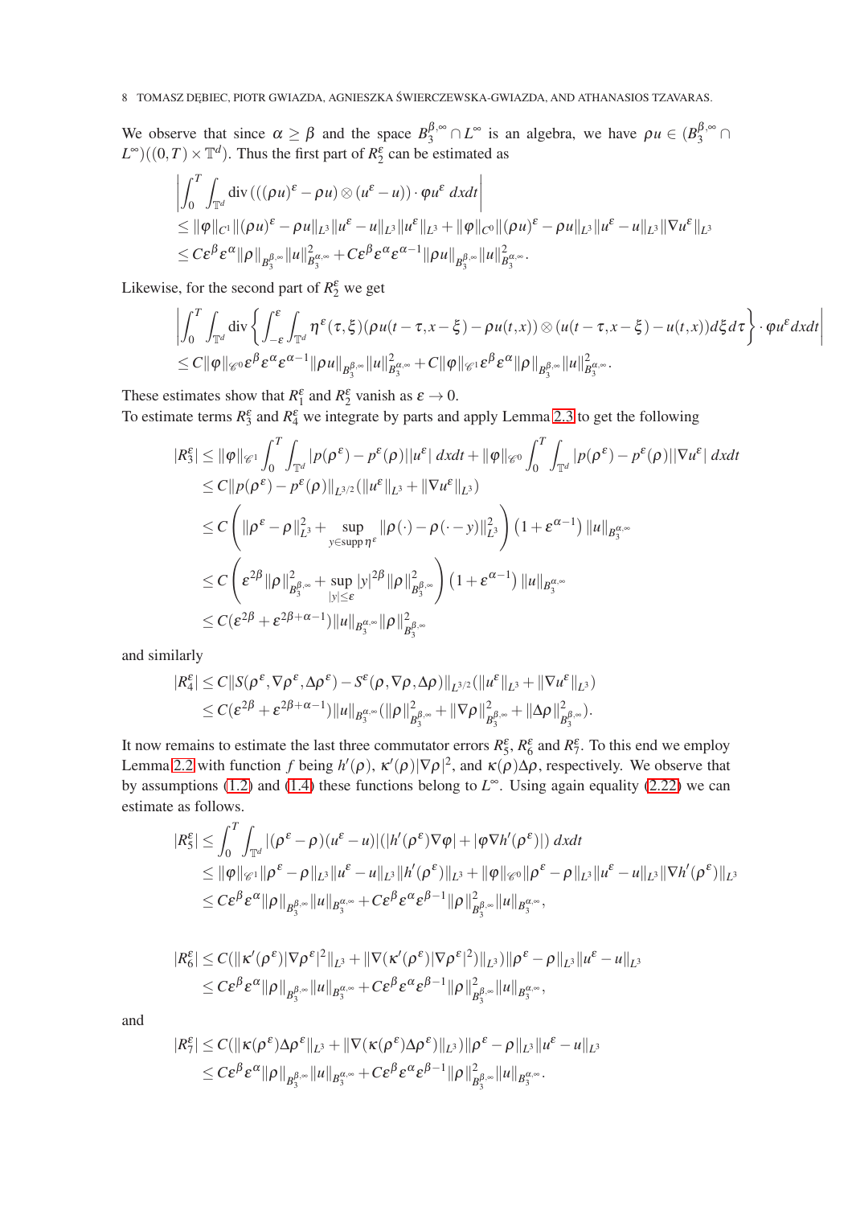We observe that since $\alpha \geq \beta$ and the space $B_3^{\beta,\infty} \cap L^\infty$ is an algebra, we have $\rho u \in (B_3^{\beta,\infty} \cap L^\infty)((0,T)\times\mathbb{T}^d)$. Thus the first part of $R_2^\varepsilon$ can be estimated as

$$
\begin{aligned}
&\left|\int_0^T \int_{\mathbb{T}^d} \operatorname{div}\left(((\rho u)^\varepsilon - \rho u)\otimes(u^\varepsilon - u)\right)\cdot \varphi u^\varepsilon \, dxdt\right| \\
&\leq \|\varphi\|_{C^1}\|(\rho u)^\varepsilon - \rho u\|_{L^3}\|u^\varepsilon - u\|_{L^3}\|u^\varepsilon\|_{L^3} + \|\varphi\|_{C^0}\|(\rho u)^\varepsilon - \rho u\|_{L^3}\|u^\varepsilon - u\|_{L^3}\|\nabla u^\varepsilon\|_{L^3} \\
&\leq C\varepsilon^\beta\varepsilon^\alpha\|\rho\|_{B_3^{\beta,\infty}}\|u\|^2_{B_3^{\alpha,\infty}} + C\varepsilon^\beta\varepsilon^\alpha\varepsilon^{\alpha-1}\|\rho u\|_{B_3^{\beta,\infty}}\|u\|^2_{B_3^{\alpha,\infty}}.
\end{aligned}
$$

Likewise, for the second part of $R_2^\varepsilon$ we get

$$
\begin{aligned}
&\left|\int_0^T \int_{\mathbb{T}^d} \operatorname{div}\left\{\int_{-\varepsilon}^{\varepsilon}\int_{\mathbb{T}^d}\eta^\varepsilon(\tau,\xi)(\rho u(t-\tau,x-\xi) - \rho u(t,x))\otimes(u(t-\tau,x-\xi) - u(t,x))d\xi d\tau\right\}\cdot \varphi u^\varepsilon dxdt\right| \\
&\leq C\|\varphi\|_{\mathscr{C}^0}\varepsilon^\beta\varepsilon^\alpha\varepsilon^{\alpha-1}\|\rho u\|_{B_3^{\beta,\infty}}\|u\|^2_{B_3^{\alpha,\infty}} + C\|\varphi\|_{\mathscr{C}^1}\varepsilon^\beta\varepsilon^\alpha\|\rho\|_{B_3^{\beta,\infty}}\|u\|^2_{B_3^{\alpha,\infty}}.
\end{aligned}
$$

These estimates show that $R_1^\varepsilon$ and $R_2^\varepsilon$ vanish as $\varepsilon \to 0$.
To estimate terms $R_3^\varepsilon$ and $R_4^\varepsilon$ we integrate by parts and apply Lemma 2.3 to get the following

$$
\begin{aligned}
|R_3^\varepsilon| &\leq \|\varphi\|_{\mathscr{C}^1}\int_0^T\int_{\mathbb{T}^d}|p(\rho^\varepsilon) - p^\varepsilon(\rho)||u^\varepsilon|\,dxdt + \|\varphi\|_{\mathscr{C}^0}\int_0^T\int_{\mathbb{T}^d}|p(\rho^\varepsilon) - p^\varepsilon(\rho)||\nabla u^\varepsilon|\,dxdt \\
&\leq C\|p(\rho^\varepsilon) - p^\varepsilon(\rho)\|_{L^{3/2}}(\|u^\varepsilon\|_{L^3} + \|\nabla u^\varepsilon\|_{L^3}) \\
&\leq C\left(\|\rho^\varepsilon - \rho\|^2_{L^3} + \sup_{y\in\operatorname{supp}\eta^\varepsilon}\|\rho(\cdot) - \rho(\cdot - y)\|^2_{L^3}\right)\left(1+\varepsilon^{\alpha-1}\right)\|u\|_{B_3^{\alpha,\infty}} \\
&\leq C\left(\varepsilon^{2\beta}\|\rho\|^2_{B_3^{\beta,\infty}} + \sup_{|y|\leq\varepsilon}|y|^{2\beta}\|\rho\|^2_{B_3^{\beta,\infty}}\right)\left(1+\varepsilon^{\alpha-1}\right)\|u\|_{B_3^{\alpha,\infty}} \\
&\leq C(\varepsilon^{2\beta} + \varepsilon^{2\beta+\alpha-1})\|u\|_{B_3^{\alpha,\infty}}\|\rho\|^2_{B_3^{\beta,\infty}}
\end{aligned}
$$

and similarly

$$
\begin{aligned}
|R_4^\varepsilon| &\leq C\|S(\rho^\varepsilon,\nabla\rho^\varepsilon,\Delta\rho^\varepsilon) - S^\varepsilon(\rho,\nabla\rho,\Delta\rho)\|_{L^{3/2}}(\|u^\varepsilon\|_{L^3} + \|\nabla u^\varepsilon\|_{L^3}) \\
&\leq C(\varepsilon^{2\beta} + \varepsilon^{2\beta+\alpha-1})\|u\|_{B_3^{\alpha,\infty}}(\|\rho\|^2_{B_3^{\beta,\infty}} + \|\nabla\rho\|^2_{B_3^{\beta,\infty}} + \|\Delta\rho\|^2_{B_3^{\beta,\infty}}).
\end{aligned}
$$

It now remains to estimate the last three commutator errors $R_5^\varepsilon$, $R_6^\varepsilon$ and $R_7^\varepsilon$. To this end we employ Lemma 2.2 with function $f$ being $h'(\rho)$, $\kappa'(\rho)|\nabla\rho|^2$, and $\kappa(\rho)\Delta\rho$, respectively. We observe that by assumptions (1.2) and (1.4) these functions belong to $L^\infty$. Using again equality (2.22) we can estimate as follows.

$$
\begin{aligned}
|R_5^\varepsilon| &\leq \int_0^T\int_{\mathbb{T}^d}|(\rho^\varepsilon - \rho)(u^\varepsilon - u)|(|h'(\rho^\varepsilon)\nabla\varphi| + |\varphi\nabla h'(\rho^\varepsilon)|)\,dxdt \\
&\leq \|\varphi\|_{\mathscr{C}^1}\|\rho^\varepsilon - \rho\|_{L^3}\|u^\varepsilon - u\|_{L^3}\|h'(\rho^\varepsilon)\|_{L^3} + \|\varphi\|_{\mathscr{C}^0}\|\rho^\varepsilon - \rho\|_{L^3}\|u^\varepsilon - u\|_{L^3}\|\nabla h'(\rho^\varepsilon)\|_{L^3} \\
&\leq C\varepsilon^\beta\varepsilon^\alpha\|\rho\|_{B_3^{\beta,\infty}}\|u\|_{B_3^{\alpha,\infty}} + C\varepsilon^\beta\varepsilon^\alpha\varepsilon^{\beta-1}\|\rho\|^2_{B_3^{\beta,\infty}}\|u\|_{B_3^{\alpha,\infty}},
\end{aligned}
$$

$$
\begin{aligned}
|R_6^\varepsilon| &\leq C(\|\kappa'(\rho^\varepsilon)|\nabla\rho^\varepsilon|^2\|_{L^3} + \|\nabla(\kappa'(\rho^\varepsilon)|\nabla\rho^\varepsilon|^2)\|_{L^3})\|\rho^\varepsilon - \rho\|_{L^3}\|u^\varepsilon - u\|_{L^3} \\
&\leq C\varepsilon^\beta\varepsilon^\alpha\|\rho\|_{B_3^{\beta,\infty}}\|u\|_{B_3^{\alpha,\infty}} + C\varepsilon^\beta\varepsilon^\alpha\varepsilon^{\beta-1}\|\rho\|^2_{B_3^{\beta,\infty}}\|u\|_{B_3^{\alpha,\infty}},
\end{aligned}
$$

and

$$
\begin{aligned}
|R_7^\varepsilon| &\leq C(\|\kappa(\rho^\varepsilon)\Delta\rho^\varepsilon\|_{L^3} + \|\nabla(\kappa(\rho^\varepsilon)\Delta\rho^\varepsilon)\|_{L^3})\|\rho^\varepsilon - \rho\|_{L^3}\|u^\varepsilon - u\|_{L^3} \\
&\leq C\varepsilon^\beta\varepsilon^\alpha\|\rho\|_{B_3^{\beta,\infty}}\|u\|_{B_3^{\alpha,\infty}} + C\varepsilon^\beta\varepsilon^\alpha\varepsilon^{\beta-1}\|\rho\|^2_{B_3^{\beta,\infty}}\|u\|_{B_3^{\alpha,\infty}}.
\end{aligned}
$$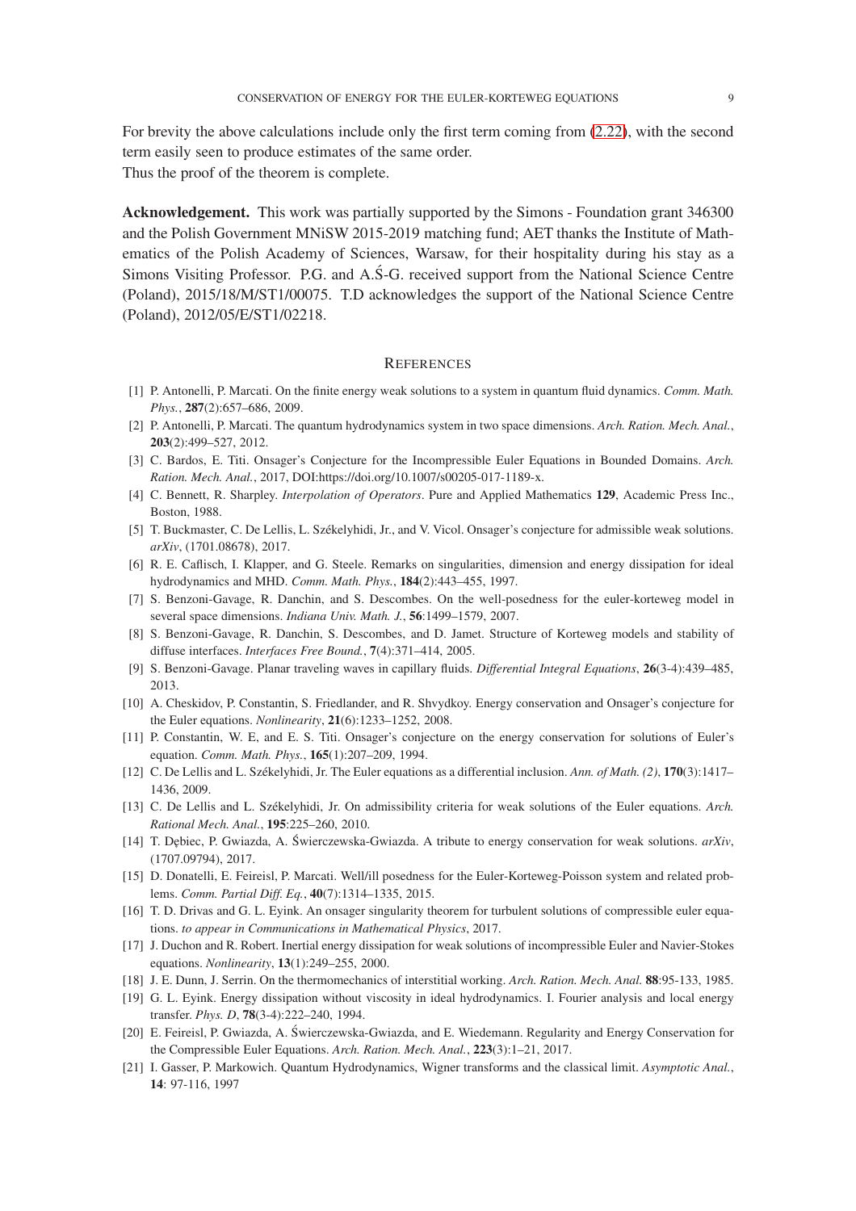For brevity the above calculations include only the first term coming from (2.22), with the second term easily seen to produce estimates of the same order.
Thus the proof of the theorem is complete.

**Acknowledgement.** This work was partially supported by the Simons - Foundation grant 346300 and the Polish Government MNiSW 2015-2019 matching fund; AET thanks the Institute of Mathematics of the Polish Academy of Sciences, Warsaw, for their hospitality during his stay as a Simons Visiting Professor. P.G. and A.Ś-G. received support from the National Science Centre (Poland), 2015/18/M/ST1/00075. T.D acknowledges the support of the National Science Centre (Poland), 2012/05/E/ST1/02218.

## REFERENCES

[1] P. Antonelli, P. Marcati. On the finite energy weak solutions to a system in quantum fluid dynamics. *Comm. Math. Phys.*, **287**(2):657–686, 2009.

[2] P. Antonelli, P. Marcati. The quantum hydrodynamics system in two space dimensions. *Arch. Ration. Mech. Anal.*, **203**(2):499–527, 2012.

[3] C. Bardos, E. Titi. Onsager's Conjecture for the Incompressible Euler Equations in Bounded Domains. *Arch. Ration. Mech. Anal.*, 2017, DOI:https://doi.org/10.1007/s00205-017-1189-x.

[4] C. Bennett, R. Sharpley. *Interpolation of Operators*. Pure and Applied Mathematics **129**, Academic Press Inc., Boston, 1988.

[5] T. Buckmaster, C. De Lellis, L. Székelyhidi, Jr., and V. Vicol. Onsager's conjecture for admissible weak solutions. *arXiv*, (1701.08678), 2017.

[6] R. E. Caflisch, I. Klapper, and G. Steele. Remarks on singularities, dimension and energy dissipation for ideal hydrodynamics and MHD. *Comm. Math. Phys.*, **184**(2):443–455, 1997.

[7] S. Benzoni-Gavage, R. Danchin, and S. Descombes. On the well-posedness for the euler-korteweg model in several space dimensions. *Indiana Univ. Math. J.*, **56**:1499–1579, 2007.

[8] S. Benzoni-Gavage, R. Danchin, S. Descombes, and D. Jamet. Structure of Korteweg models and stability of diffuse interfaces. *Interfaces Free Bound.*, **7**(4):371–414, 2005.

[9] S. Benzoni-Gavage. Planar traveling waves in capillary fluids. *Differential Integral Equations*, **26**(3-4):439–485, 2013.

[10] A. Cheskidov, P. Constantin, S. Friedlander, and R. Shvydkoy. Energy conservation and Onsager's conjecture for the Euler equations. *Nonlinearity*, **21**(6):1233–1252, 2008.

[11] P. Constantin, W. E, and E. S. Titi. Onsager's conjecture on the energy conservation for solutions of Euler's equation. *Comm. Math. Phys.*, **165**(1):207–209, 1994.

[12] C. De Lellis and L. Székelyhidi, Jr. The Euler equations as a differential inclusion. *Ann. of Math. (2)*, **170**(3):1417–1436, 2009.

[13] C. De Lellis and L. Székelyhidi, Jr. On admissibility criteria for weak solutions of the Euler equations. *Arch. Rational Mech. Anal.*, **195**:225–260, 2010.

[14] T. Dębiec, P. Gwiazda, A. Świerczewska-Gwiazda. A tribute to energy conservation for weak solutions. *arXiv*, (1707.09794), 2017.

[15] D. Donatelli, E. Feireisl, P. Marcati. Well/ill posedness for the Euler-Korteweg-Poisson system and related problems. *Comm. Partial Diff. Eq.*, **40**(7):1314–1335, 2015.

[16] T. D. Drivas and G. L. Eyink. An onsager singularity theorem for turbulent solutions of compressible euler equations. *to appear in Communications in Mathematical Physics*, 2017.

[17] J. Duchon and R. Robert. Inertial energy dissipation for weak solutions of incompressible Euler and Navier-Stokes equations. *Nonlinearity*, **13**(1):249–255, 2000.

[18] J. E. Dunn, J. Serrin. On the thermomechanics of interstitial working. *Arch. Ration. Mech. Anal.* **88**:95-133, 1985.

[19] G. L. Eyink. Energy dissipation without viscosity in ideal hydrodynamics. I. Fourier analysis and local energy transfer. *Phys. D*, **78**(3-4):222–240, 1994.

[20] E. Feireisl, P. Gwiazda, A. Świerczewska-Gwiazda, and E. Wiedemann. Regularity and Energy Conservation for the Compressible Euler Equations. *Arch. Ration. Mech. Anal.*, **223**(3):1–21, 2017.

[21] I. Gasser, P. Markowich. Quantum Hydrodynamics, Wigner transforms and the classical limit. *Asymptotic Anal.*, **14**: 97-116, 1997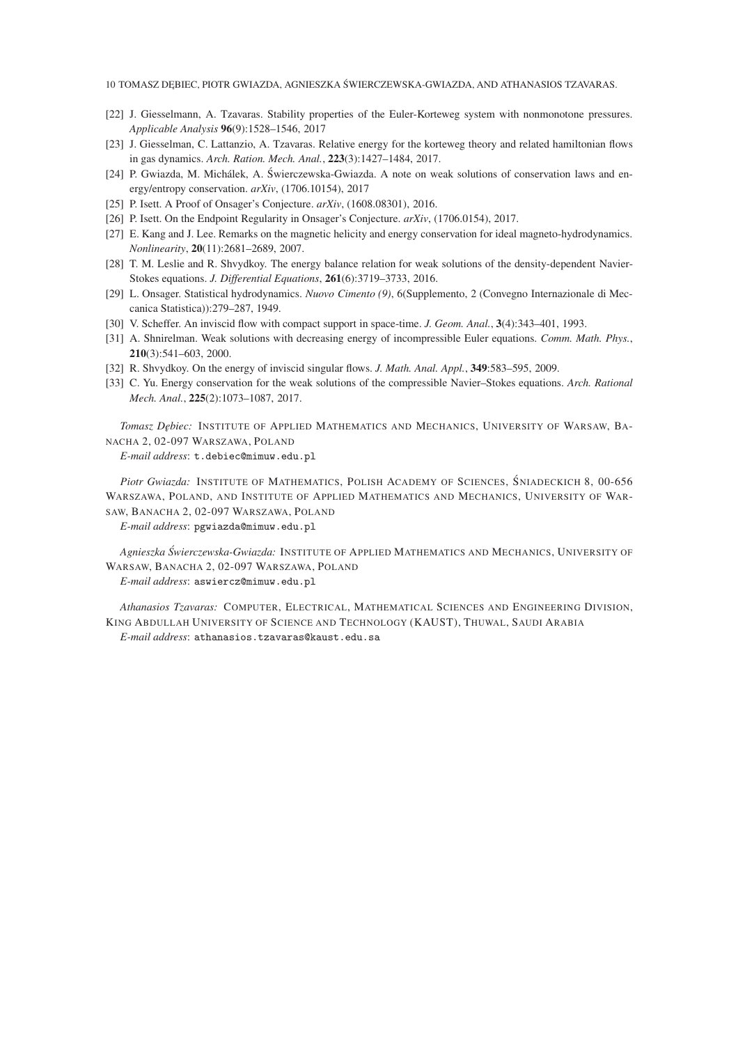[22] J. Giesselmann, A. Tzavaras. Stability properties of the Euler-Korteweg system with nonmonotone pressures. *Applicable Analysis* **96**(9):1528–1546, 2017

[23] J. Giesselman, C. Lattanzio, A. Tzavaras. Relative energy for the korteweg theory and related hamiltonian flows in gas dynamics. *Arch. Ration. Mech. Anal.*, **223**(3):1427–1484, 2017.

[24] P. Gwiazda, M. Michálek, A. Świerczewska-Gwiazda. A note on weak solutions of conservation laws and energy/entropy conservation. *arXiv*, (1706.10154), 2017

[25] P. Isett. A Proof of Onsager's Conjecture. *arXiv*, (1608.08301), 2016.

[26] P. Isett. On the Endpoint Regularity in Onsager's Conjecture. *arXiv*, (1706.0154), 2017.

[27] E. Kang and J. Lee. Remarks on the magnetic helicity and energy conservation for ideal magneto-hydrodynamics. *Nonlinearity*, **20**(11):2681–2689, 2007.

[28] T. M. Leslie and R. Shvydkoy. The energy balance relation for weak solutions of the density-dependent Navier-Stokes equations. *J. Differential Equations*, **261**(6):3719–3733, 2016.

[29] L. Onsager. Statistical hydrodynamics. *Nuovo Cimento (9)*, 6(Supplemento, 2 (Convegno Internazionale di Meccanica Statistica)):279–287, 1949.

[30] V. Scheffer. An inviscid flow with compact support in space-time. *J. Geom. Anal.*, **3**(4):343–401, 1993.

[31] A. Shnirelman. Weak solutions with decreasing energy of incompressible Euler equations. *Comm. Math. Phys.*, **210**(3):541–603, 2000.

[32] R. Shvydkoy. On the energy of inviscid singular flows. *J. Math. Anal. Appl.*, **349**:583–595, 2009.

[33] C. Yu. Energy conservation for the weak solutions of the compressible Navier–Stokes equations. *Arch. Rational Mech. Anal.*, **225**(2):1073–1087, 2017.

*Tomasz Dębiec:* INSTITUTE OF APPLIED MATHEMATICS AND MECHANICS, UNIVERSITY OF WARSAW, BANACHA 2, 02-097 WARSZAWA, POLAND

*E-mail address*: t.debiec@mimuw.edu.pl

*Piotr Gwiazda:* INSTITUTE OF MATHEMATICS, POLISH ACADEMY OF SCIENCES, ŚNIADECKICH 8, 00-656 WARSZAWA, POLAND, AND INSTITUTE OF APPLIED MATHEMATICS AND MECHANICS, UNIVERSITY OF WARSAW, BANACHA 2, 02-097 WARSZAWA, POLAND

*E-mail address*: pgwiazda@mimuw.edu.pl

*Agnieszka Świerczewska-Gwiazda:* INSTITUTE OF APPLIED MATHEMATICS AND MECHANICS, UNIVERSITY OF WARSAW, BANACHA 2, 02-097 WARSZAWA, POLAND

*E-mail address*: aswiercz@mimuw.edu.pl

*Athanasios Tzavaras:* COMPUTER, ELECTRICAL, MATHEMATICAL SCIENCES AND ENGINEERING DIVISION, KING ABDULLAH UNIVERSITY OF SCIENCE AND TECHNOLOGY (KAUST), THUWAL, SAUDI ARABIA

*E-mail address*: athanasios.tzavaras@kaust.edu.sa